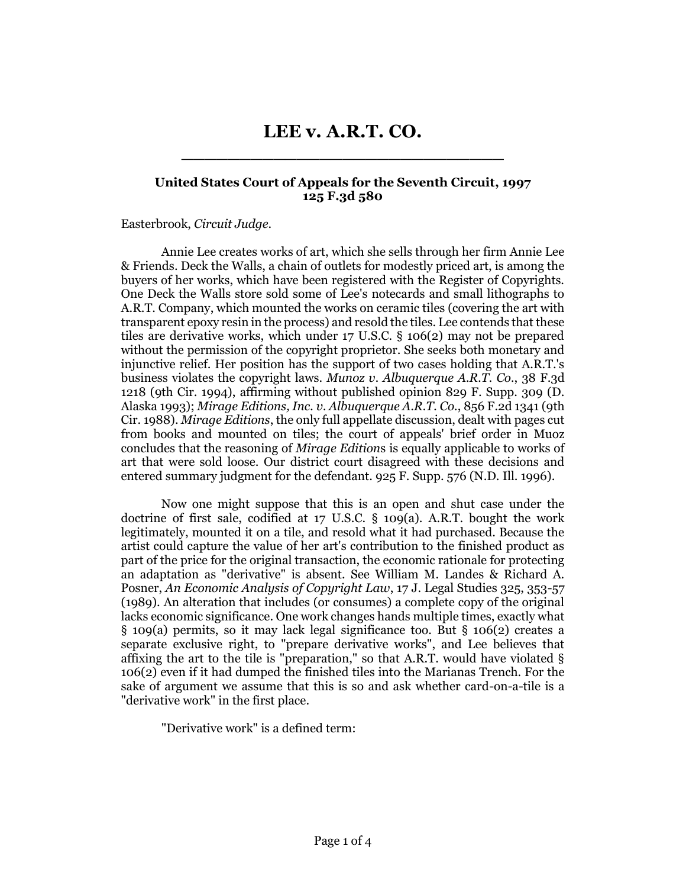# LEE v. A.R.T. CO.

**United States Court of Appeals for the Seventh Circuit, 1997**
**125 F.3d 580**

Easterbrook, *Circuit Judge.*

Annie Lee creates works of art, which she sells through her firm Annie Lee & Friends. Deck the Walls, a chain of outlets for modestly priced art, is among the buyers of her works, which have been registered with the Register of Copyrights. One Deck the Walls store sold some of Lee's notecards and small lithographs to A.R.T. Company, which mounted the works on ceramic tiles (covering the art with transparent epoxy resin in the process) and resold the tiles. Lee contends that these tiles are derivative works, which under 17 U.S.C. § 106(2) may not be prepared without the permission of the copyright proprietor. She seeks both monetary and injunctive relief. Her position has the support of two cases holding that A.R.T.'s business violates the copyright laws. *Munoz v. Albuquerque A.R.T. Co.*, 38 F.3d 1218 (9th Cir. 1994), affirming without published opinion 829 F. Supp. 309 (D. Alaska 1993); *Mirage Editions, Inc. v. Albuquerque A.R.T. Co.*, 856 F.2d 1341 (9th Cir. 1988). *Mirage Editions*, the only full appellate discussion, dealt with pages cut from books and mounted on tiles; the court of appeals' brief order in Muoz concludes that the reasoning of *Mirage Editions* is equally applicable to works of art that were sold loose. Our district court disagreed with these decisions and entered summary judgment for the defendant. 925 F. Supp. 576 (N.D. Ill. 1996).

Now one might suppose that this is an open and shut case under the doctrine of first sale, codified at 17 U.S.C. § 109(a). A.R.T. bought the work legitimately, mounted it on a tile, and resold what it had purchased. Because the artist could capture the value of her art's contribution to the finished product as part of the price for the original transaction, the economic rationale for protecting an adaptation as "derivative" is absent. See William M. Landes & Richard A. Posner, *An Economic Analysis of Copyright Law*, 17 J. Legal Studies 325, 353-57 (1989). An alteration that includes (or consumes) a complete copy of the original lacks economic significance. One work changes hands multiple times, exactly what § 109(a) permits, so it may lack legal significance too. But § 106(2) creates a separate exclusive right, to "prepare derivative works", and Lee believes that affixing the art to the tile is "preparation," so that A.R.T. would have violated § 106(2) even if it had dumped the finished tiles into the Marianas Trench. For the sake of argument we assume that this is so and ask whether card-on-a-tile is a "derivative work" in the first place.

"Derivative work" is a defined term: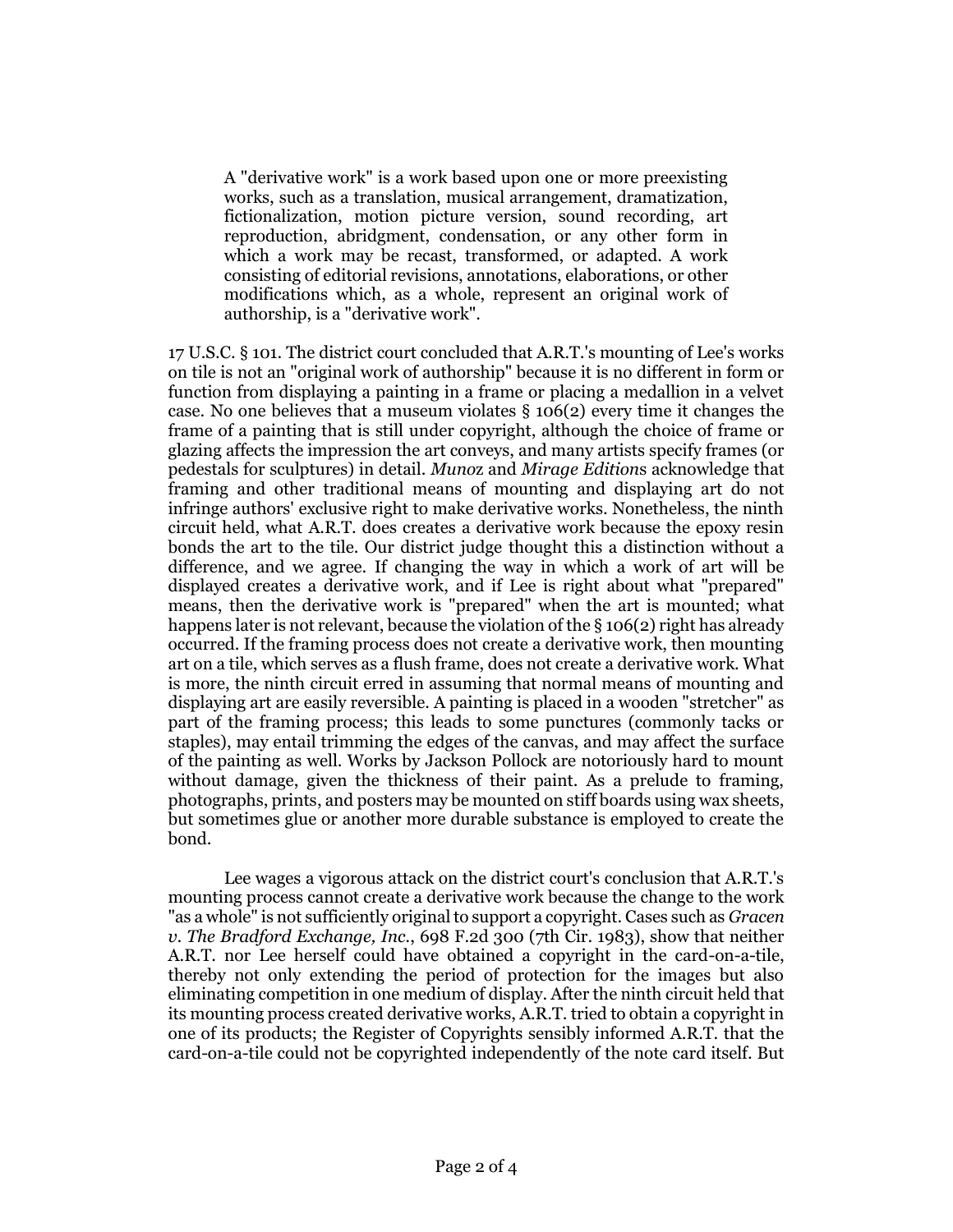> A "derivative work" is a work based upon one or more preexisting works, such as a translation, musical arrangement, dramatization, fictionalization, motion picture version, sound recording, art reproduction, abridgment, condensation, or any other form in which a work may be recast, transformed, or adapted. A work consisting of editorial revisions, annotations, elaborations, or other modifications which, as a whole, represent an original work of authorship, is a "derivative work".

17 U.S.C. § 101. The district court concluded that A.R.T.'s mounting of Lee's works on tile is not an "original work of authorship" because it is no different in form or function from displaying a painting in a frame or placing a medallion in a velvet case. No one believes that a museum violates § 106(2) every time it changes the frame of a painting that is still under copyright, although the choice of frame or glazing affects the impression the art conveys, and many artists specify frames (or pedestals for sculptures) in detail. *Munoz* and *Mirage Editions* acknowledge that framing and other traditional means of mounting and displaying art do not infringe authors' exclusive right to make derivative works. Nonetheless, the ninth circuit held, what A.R.T. does creates a derivative work because the epoxy resin bonds the art to the tile. Our district judge thought this a distinction without a difference, and we agree. If changing the way in which a work of art will be displayed creates a derivative work, and if Lee is right about what "prepared" means, then the derivative work is "prepared" when the art is mounted; what happens later is not relevant, because the violation of the § 106(2) right has already occurred. If the framing process does not create a derivative work, then mounting art on a tile, which serves as a flush frame, does not create a derivative work. What is more, the ninth circuit erred in assuming that normal means of mounting and displaying art are easily reversible. A painting is placed in a wooden "stretcher" as part of the framing process; this leads to some punctures (commonly tacks or staples), may entail trimming the edges of the canvas, and may affect the surface of the painting as well. Works by Jackson Pollock are notoriously hard to mount without damage, given the thickness of their paint. As a prelude to framing, photographs, prints, and posters may be mounted on stiff boards using wax sheets, but sometimes glue or another more durable substance is employed to create the bond.

Lee wages a vigorous attack on the district court's conclusion that A.R.T.'s mounting process cannot create a derivative work because the change to the work "as a whole" is not sufficiently original to support a copyright. Cases such as *Gracen v. The Bradford Exchange, Inc.*, 698 F.2d 300 (7th Cir. 1983), show that neither A.R.T. nor Lee herself could have obtained a copyright in the card-on-a-tile, thereby not only extending the period of protection for the images but also eliminating competition in one medium of display. After the ninth circuit held that its mounting process created derivative works, A.R.T. tried to obtain a copyright in one of its products; the Register of Copyrights sensibly informed A.R.T. that the card-on-a-tile could not be copyrighted independently of the note card itself. But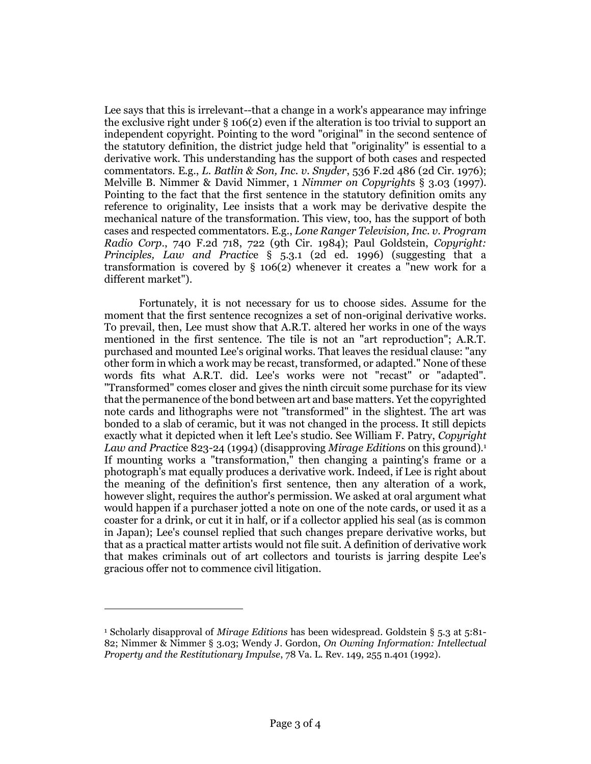Lee says that this is irrelevant--that a change in a work's appearance may infringe the exclusive right under § 106(2) even if the alteration is too trivial to support an independent copyright. Pointing to the word "original" in the second sentence of the statutory definition, the district judge held that "originality" is essential to a derivative work. This understanding has the support of both cases and respected commentators. E.g., *L. Batlin & Son, Inc. v. Snyder*, 536 F.2d 486 (2d Cir. 1976); Melville B. Nimmer & David Nimmer, 1 *Nimmer on Copyrights* § 3.03 (1997). Pointing to the fact that the first sentence in the statutory definition omits any reference to originality, Lee insists that a work may be derivative despite the mechanical nature of the transformation. This view, too, has the support of both cases and respected commentators. E.g., *Lone Ranger Television, Inc. v. Program Radio Corp*., 740 F.2d 718, 722 (9th Cir. 1984); Paul Goldstein, *Copyright: Principles, Law and Practice* § 5.3.1 (2d ed. 1996) (suggesting that a transformation is covered by § 106(2) whenever it creates a "new work for a different market").

Fortunately, it is not necessary for us to choose sides. Assume for the moment that the first sentence recognizes a set of non-original derivative works. To prevail, then, Lee must show that A.R.T. altered her works in one of the ways mentioned in the first sentence. The tile is not an "art reproduction"; A.R.T. purchased and mounted Lee's original works. That leaves the residual clause: "any other form in which a work may be recast, transformed, or adapted." None of these words fits what A.R.T. did. Lee's works were not "recast" or "adapted". "Transformed" comes closer and gives the ninth circuit some purchase for its view that the permanence of the bond between art and base matters. Yet the copyrighted note cards and lithographs were not "transformed" in the slightest. The art was bonded to a slab of ceramic, but it was not changed in the process. It still depicts exactly what it depicted when it left Lee's studio. See William F. Patry, *Copyright Law and Practice* 823-24 (1994) (disapproving *Mirage Editions* on this ground).[1] If mounting works a "transformation," then changing a painting's frame or a photograph's mat equally produces a derivative work. Indeed, if Lee is right about the meaning of the definition's first sentence, then any alteration of a work, however slight, requires the author's permission. We asked at oral argument what would happen if a purchaser jotted a note on one of the note cards, or used it as a coaster for a drink, or cut it in half, or if a collector applied his seal (as is common in Japan); Lee's counsel replied that such changes prepare derivative works, but that as a practical matter artists would not file suit. A definition of derivative work that makes criminals out of art collectors and tourists is jarring despite Lee's gracious offer not to commence civil litigation.

---

[1] Scholarly disapproval of *Mirage Editions* has been widespread. Goldstein § 5.3 at 5:81-82; Nimmer & Nimmer § 3.03; Wendy J. Gordon, *On Owning Information: Intellectual Property and the Restitutionary Impulse*, 78 Va. L. Rev. 149, 255 n.401 (1992).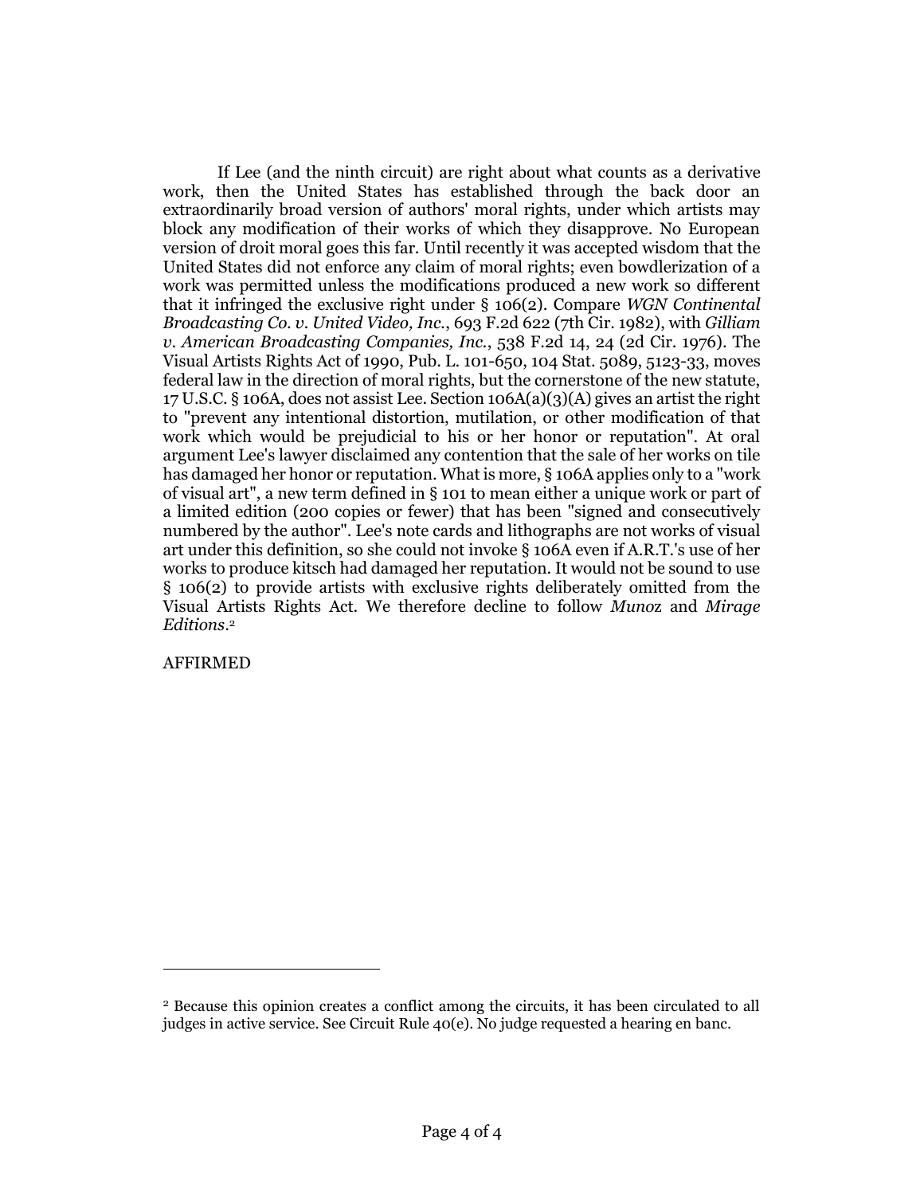If Lee (and the ninth circuit) are right about what counts as a derivative work, then the United States has established through the back door an extraordinarily broad version of authors' moral rights, under which artists may block any modification of their works of which they disapprove. No European version of droit moral goes this far. Until recently it was accepted wisdom that the United States did not enforce any claim of moral rights; even bowdlerization of a work was permitted unless the modifications produced a new work so different that it infringed the exclusive right under § 106(2). Compare *WGN Continental Broadcasting Co. v. United Video, Inc.*, 693 F.2d 622 (7th Cir. 1982), with *Gilliam v. American Broadcasting Companies, Inc.*, 538 F.2d 14, 24 (2d Cir. 1976). The Visual Artists Rights Act of 1990, Pub. L. 101-650, 104 Stat. 5089, 5123-33, moves federal law in the direction of moral rights, but the cornerstone of the new statute, 17 U.S.C. § 106A, does not assist Lee. Section 106A(a)(3)(A) gives an artist the right to "prevent any intentional distortion, mutilation, or other modification of that work which would be prejudicial to his or her honor or reputation". At oral argument Lee's lawyer disclaimed any contention that the sale of her works on tile has damaged her honor or reputation. What is more, § 106A applies only to a "work of visual art", a new term defined in § 101 to mean either a unique work or part of a limited edition (200 copies or fewer) that has been "signed and consecutively numbered by the author". Lee's note cards and lithographs are not works of visual art under this definition, so she could not invoke § 106A even if A.R.T.'s use of her works to produce kitsch had damaged her reputation. It would not be sound to use § 106(2) to provide artists with exclusive rights deliberately omitted from the Visual Artists Rights Act. We therefore decline to follow *Munoz* and *Mirage Editions*.[2]

AFFIRMED

---

[2] Because this opinion creates a conflict among the circuits, it has been circulated to all judges in active service. See Circuit Rule 40(e). No judge requested a hearing en banc.